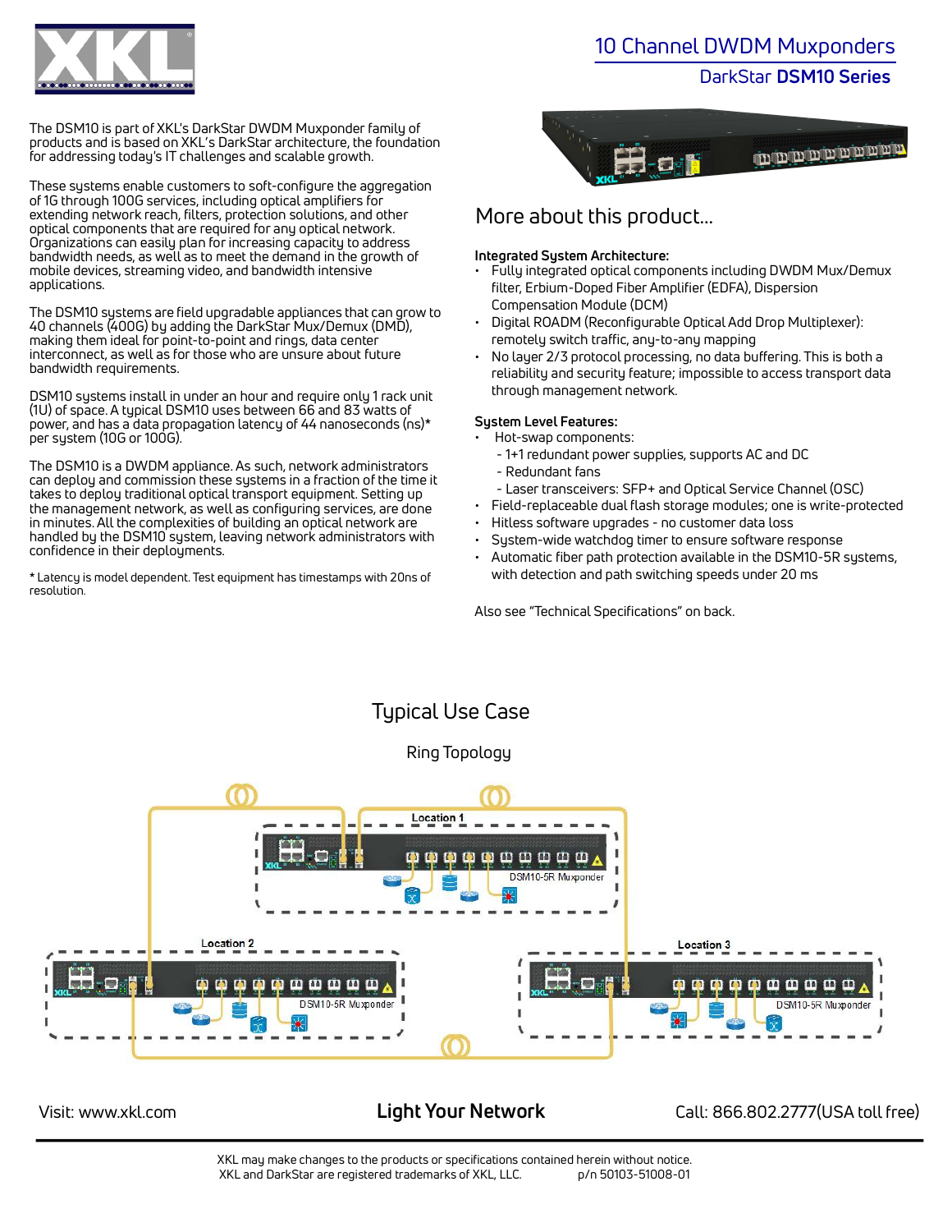# 10 Channel DWDM Muxponders

## DarkStar **DSM10 Series**

The DSM10 is part of XKL's DarkStar DWDM Muxponder family of products and is based on XKL's DarkStar architecture, the foundation for addressing today's IT challenges and scalable growth.

These systems enable customers to soft-configure the aggregation of 1G through 100G services, including optical amplifiers for extending network reach, filters, protection solutions, and other optical components that are required for any optical network. Organizations can easily plan for increasing capacity to address bandwidth needs, as well as to meet the demand in the growth of mobile devices, streaming video, and bandwidth intensive applications.

The DSM10 systems are field upgradable appliances that can grow to 40 channels (400G) by adding the DarkStar Mux/Demux (DMD), making them ideal for point-to-point and rings, data center interconnect, as well as for those who are unsure about future bandwidth requirements.

DSM10 systems install in under an hour and require only 1 rack unit (1U) of space. A typical DSM10 uses between 66 and 83 watts of power, and has a data propagation latency of 44 nanoseconds (ns)* per system (10G or 100G).

The DSM10 is a DWDM appliance. As such, network administrators can deploy and commission these systems in a fraction of the time it takes to deploy traditional optical transport equipment. Setting up the management network, as well as configuring services, are done in minutes. All the complexities of building an optical network are handled by the DSM10 system, leaving network administrators with confidence in their deployments.

* Latency is model dependent. Test equipment has timestamps with 20ns of resolution.

## More about this product...

**Integrated System Architecture:**

- Fully integrated optical components including DWDM Mux/Demux filter, Erbium-Doped Fiber Amplifier (EDFA), Dispersion Compensation Module (DCM)
- Digital ROADM (Reconfigurable Optical Add Drop Multiplexer): remotely switch traffic, any-to-any mapping
- No layer 2/3 protocol processing, no data buffering. This is both a reliability and security feature; impossible to access transport data through management network.

**System Level Features:**

- Hot-swap components:
  - 1+1 redundant power supplies, supports AC and DC
  - Redundant fans
  - Laser transceivers: SFP+ and Optical Service Channel (OSC)
- Field-replaceable dual flash storage modules; one is write-protected
- Hitless software upgrades - no customer data loss
- System-wide watchdog timer to ensure software response
- Automatic fiber path protection available in the DSM10-5R systems, with detection and path switching speeds under 20 ms

Also see "Technical Specifications" on back.

## Typical Use Case

Ring Topology

Location 1 — DSM10-5R Muxponder

Location 2 — DSM10-5R Muxponder

Location 3 — DSM10-5R Muxponder

Visit: www.xkl.com **Light Your Network** Call: 866.802.2777(USA toll free)

XKL may make changes to the products or specifications contained herein without notice.
XKL and DarkStar are registered trademarks of XKL, LLC. p/n 50103-51008-01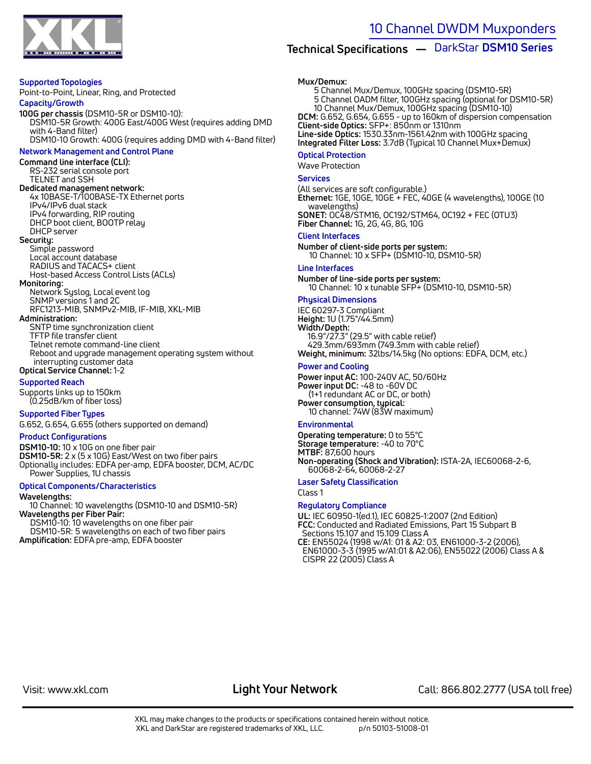# 10 Channel DWDM Muxponders

## Technical Specifications — DarkStar **DSM10 Series**

### Supported Topologies

Point-to-Point, Linear, Ring, and Protected

### Capacity/Growth

**100G per chassis** (DSM10-5R or DSM10-10):
- DSM10-5R Growth: 400G East/400G West (requires adding DMD with 4-Band filter)
- DSM10-10 Growth: 400G (requires adding DMD with 4-Band filter)

### Network Management and Control Plane

**Command line interface (CLI):**
- RS-232 serial console port
- TELNET and SSH

**Dedicated management network:**
- 4x 10BASE-T/100BASE-TX Ethernet ports
- IPv4/IPv6 dual stack
- IPv4 forwarding, RIP routing
- DHCP boot client, BOOTP relay
- DHCP server

**Security:**
- Simple password
- Local account database
- RADIUS and TACACS+ client
- Host-based Access Control Lists (ACLs)

**Monitoring:**
- Network Syslog, Local event log
- SNMP versions 1 and 2C
- RFC1213-MIB, SNMPv2-MIB, IF-MIB, XKL-MIB

**Administration:**
- SNTP time synchronization client
- TFTP file transfer client
- Telnet remote command-line client
- Reboot and upgrade management operating system without interrupting customer data

**Optical Service Channel:** 1-2

### Supported Reach

Supports links up to 150km
(0.25dB/km of fiber loss)

### Supported Fiber Types

G.652, G.654, G.655 (others supported on demand)

### Product Configurations

**DSM10-10:** 10 x 10G on one fiber pair
**DSM10-5R:** 2 x (5 x 10G) East/West on two fiber pairs
Optionally includes: EDFA per-amp, EDFA booster, DCM, AC/DC Power Supplies, 1U chassis

### Optical Components/Characteristics

**Wavelengths:**
- 10 Channel: 10 wavelengths (DSM10-10 and DSM10-5R)

**Wavelengths per Fiber Pair:**
- DSM10-10: 10 wavelengths on one fiber pair
- DSM10-5R: 5 wavelengths on each of two fiber pairs

**Amplification:** EDFA pre-amp, EDFA booster

**Mux/Demux:**
- 5 Channel Mux/Demux, 100GHz spacing (DSM10-5R)
- 5 Channel OADM filter, 100GHz spacing (optional for DSM10-5R)
- 10 Channel Mux/Demux, 100GHz spacing (DSM10-10)

**DCM:** G.652, G.654, G.655 - up to 160km of dispersion compensation
**Client-side Optics:** SFP+: 850nm or 1310nm
**Line-side Optics:** 1530.33nm-1561.42nm with 100GHz spacing
**Integrated Filter Loss:** 3.7dB (Typical 10 Channel Mux+Demux)

### Optical Protection

Wave Protection

### Services

(All services are soft configurable.)
**Ethernet:** 1GE, 10GE, 10GE + FEC, 40GE (4 wavelengths), 100GE (10 wavelengths)
**SONET:** OC48/STM16, OC192/STM64, OC192 + FEC (OTU3)
**Fiber Channel:** 1G, 2G, 4G, 8G, 10G

### Client Interfaces

**Number of client-side ports per system:**
- 10 Channel: 10 x SFP+ (DSM10-10, DSM10-5R)

### Line Interfaces

**Number of line-side ports per system:**
- 10 Channel: 10 x tunable SFP+ (DSM10-10, DSM10-5R)

### Physical Dimensions

IEC 60297-3 Compliant
**Height:** 1U (1.75"/44.5mm)
**Width/Depth:**
- 16.9"/27.3" (29.5" with cable relief)
- 429.3mm/693mm (749.3mm with cable relief)

**Weight, minimum:** 32lbs/14.5kg (No options: EDFA, DCM, etc.)

### Power and Cooling

**Power input AC:** 100-240V AC, 50/60Hz
**Power input DC:** -48 to -60V DC
(1+1 redundant AC or DC, or both)
**Power consumption, typical:**
- 10 channel: 74W (83W maximum)

### Environmental

**Operating temperature:** 0 to 55°C
**Storage temperature:** -40 to 70°C
**MTBF:** 87,600 hours
**Non-operating (Shock and Vibration):** ISTA-2A, IEC60068-2-6, 60068-2-64, 60068-2-27

### Laser Safety Classification

Class 1

### Regulatory Compliance

**UL:** IEC 60950-1(ed.1), IEC 60825-1:2007 (2nd Edition)
**FCC:** Conducted and Radiated Emissions, Part 15 Subpart B Sections 15.107 and 15.109 Class A
**CE:** EN55024 (1998 w/A1: 01 & A2: 03, EN61000-3-2 (2006), EN61000-3-3 (1995 w/A1:01 & A2:06), EN55022 (2006) Class A & CISPR 22 (2005) Class A

Visit: www.xkl.com **Light Your Network** Call: 866.802.2777 (USA toll free)

XKL may make changes to the products or specifications contained herein without notice.
XKL and DarkStar are registered trademarks of XKL, LLC. p/n 50103-51008-01